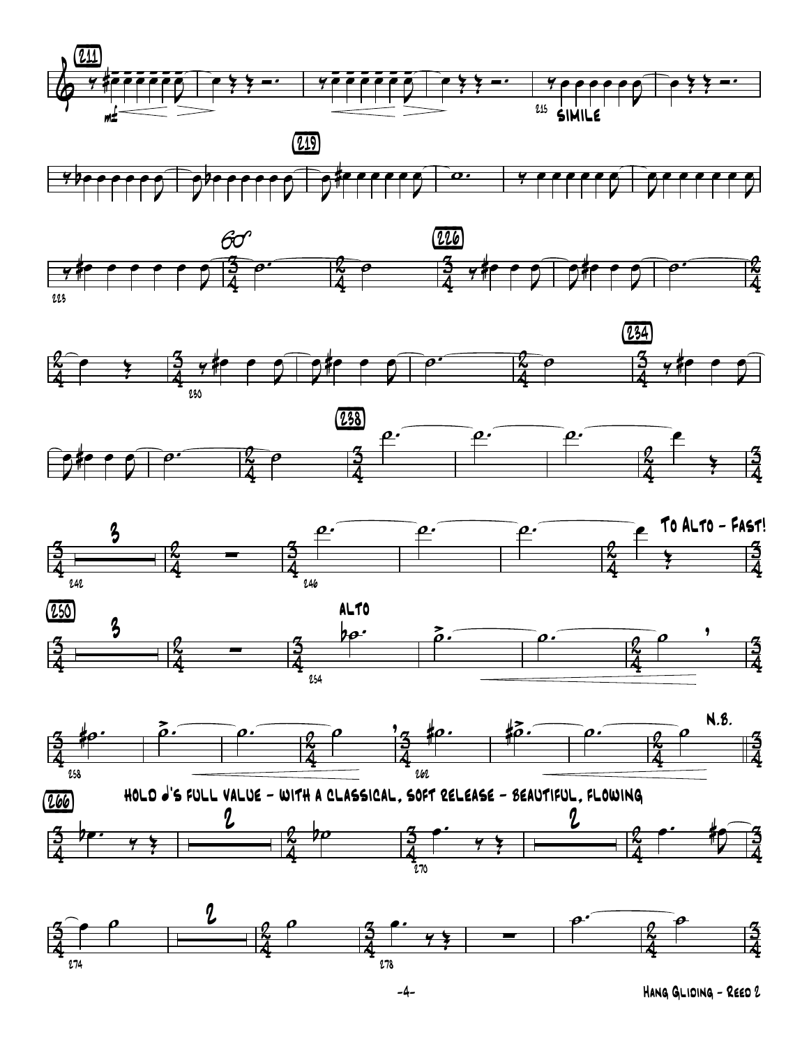SIMILE

TO ALTO - FAST!

ALTO

N.B.

HOLD ♩'S FULL VALUE - WITH A CLASSICAL, SOFT RELEASE - BEAUTIFUL, FLOWING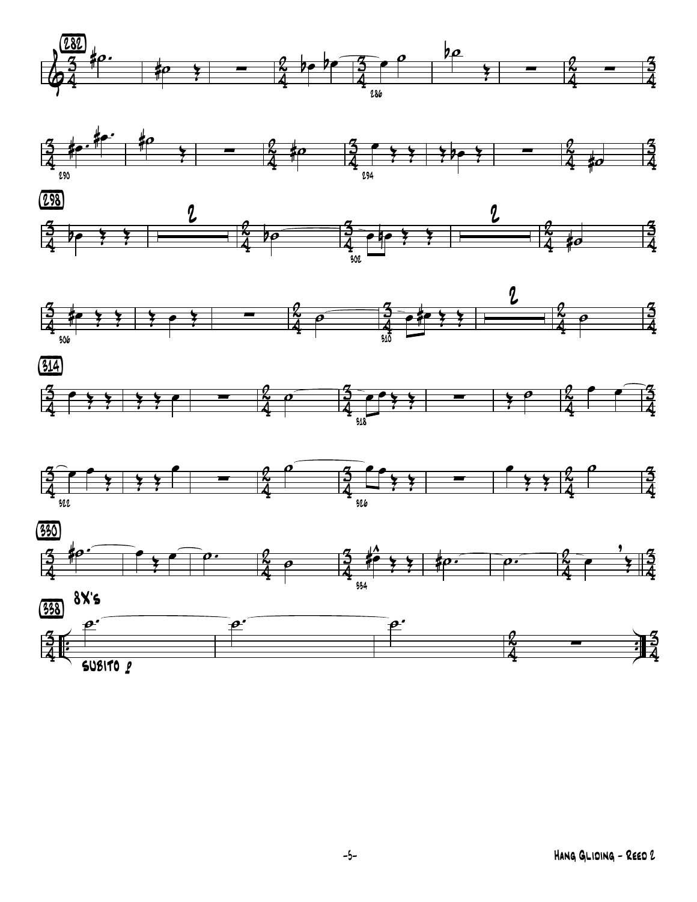8X's

SUBITO *p*